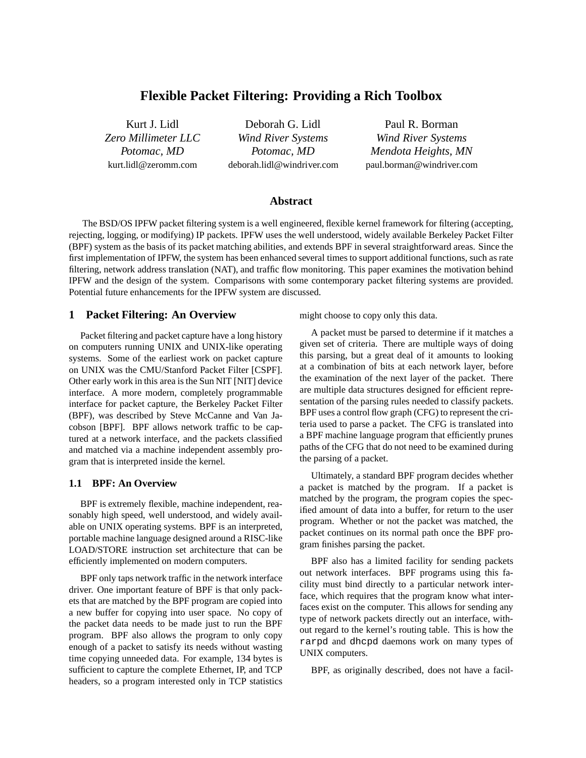# Flexible Packet Filtering: Providing a Rich Toolbox

Kurt J. Lidl
*Zero Millimeter LLC*
*Potomac, MD*
kurt.lidl@zeromm.com

Deborah G. Lidl
*Wind River Systems*
*Potomac, MD*
deborah.lidl@windriver.com

Paul R. Borman
*Wind River Systems*
*Mendota Heights, MN*
paul.borman@windriver.com

## Abstract

The BSD/OS IPFW packet filtering system is a well engineered, flexible kernel framework for filtering (accepting, rejecting, logging, or modifying) IP packets. IPFW uses the well understood, widely available Berkeley Packet Filter (BPF) system as the basis of its packet matching abilities, and extends BPF in several straightforward areas. Since the first implementation of IPFW, the system has been enhanced several times to support additional functions, such as rate filtering, network address translation (NAT), and traffic flow monitoring. This paper examines the motivation behind IPFW and the design of the system. Comparisons with some contemporary packet filtering systems are provided. Potential future enhancements for the IPFW system are discussed.

## 1 Packet Filtering: An Overview

Packet filtering and packet capture have a long history on computers running UNIX and UNIX-like operating systems. Some of the earliest work on packet capture on UNIX was the CMU/Stanford Packet Filter [CSPF]. Other early work in this area is the Sun NIT [NIT] device interface. A more modern, completely programmable interface for packet capture, the Berkeley Packet Filter (BPF), was described by Steve McCanne and Van Jacobson [BPF]. BPF allows network traffic to be captured at a network interface, and the packets classified and matched via a machine independent assembly program that is interpreted inside the kernel.

### 1.1 BPF: An Overview

BPF is extremely flexible, machine independent, reasonably high speed, well understood, and widely available on UNIX operating systems. BPF is an interpreted, portable machine language designed around a RISC-like LOAD/STORE instruction set architecture that can be efficiently implemented on modern computers.

BPF only taps network traffic in the network interface driver. One important feature of BPF is that only packets that are matched by the BPF program are copied into a new buffer for copying into user space. No copy of the packet data needs to be made just to run the BPF program. BPF also allows the program to only copy enough of a packet to satisfy its needs without wasting time copying unneeded data. For example, 134 bytes is sufficient to capture the complete Ethernet, IP, and TCP headers, so a program interested only in TCP statistics might choose to copy only this data.

A packet must be parsed to determine if it matches a given set of criteria. There are multiple ways of doing this parsing, but a great deal of it amounts to looking at a combination of bits at each network layer, before the examination of the next layer of the packet. There are multiple data structures designed for efficient representation of the parsing rules needed to classify packets. BPF uses a control flow graph (CFG) to represent the criteria used to parse a packet. The CFG is translated into a BPF machine language program that efficiently prunes paths of the CFG that do not need to be examined during the parsing of a packet.

Ultimately, a standard BPF program decides whether a packet is matched by the program. If a packet is matched by the program, the program copies the specified amount of data into a buffer, for return to the user program. Whether or not the packet was matched, the packet continues on its normal path once the BPF program finishes parsing the packet.

BPF also has a limited facility for sending packets out network interfaces. BPF programs using this facility must bind directly to a particular network interface, which requires that the program know what interfaces exist on the computer. This allows for sending any type of network packets directly out an interface, without regard to the kernel's routing table. This is how the `rarpd` and `dhcpd` daemons work on many types of UNIX computers.

BPF, as originally described, does not have a facil-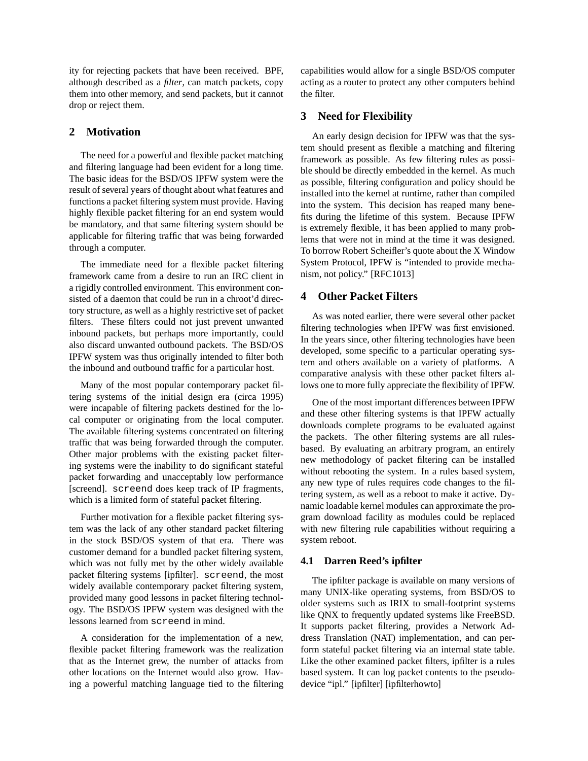ity for rejecting packets that have been received. BPF, although described as a *filter*, can match packets, copy them into other memory, and send packets, but it cannot drop or reject them.

## 2 Motivation

The need for a powerful and flexible packet matching and filtering language had been evident for a long time. The basic ideas for the BSD/OS IPFW system were the result of several years of thought about what features and functions a packet filtering system must provide. Having highly flexible packet filtering for an end system would be mandatory, and that same filtering system should be applicable for filtering traffic that was being forwarded through a computer.

The immediate need for a flexible packet filtering framework came from a desire to run an IRC client in a rigidly controlled environment. This environment consisted of a daemon that could be run in a chroot'd directory structure, as well as a highly restrictive set of packet filters. These filters could not just prevent unwanted inbound packets, but perhaps more importantly, could also discard unwanted outbound packets. The BSD/OS IPFW system was thus originally intended to filter both the inbound and outbound traffic for a particular host.

Many of the most popular contemporary packet filtering systems of the initial design era (circa 1995) were incapable of filtering packets destined for the local computer or originating from the local computer. The available filtering systems concentrated on filtering traffic that was being forwarded through the computer. Other major problems with the existing packet filtering systems were the inability to do significant stateful packet forwarding and unacceptably low performance [screend]. `screend` does keep track of IP fragments, which is a limited form of stateful packet filtering.

Further motivation for a flexible packet filtering system was the lack of any other standard packet filtering in the stock BSD/OS system of that era. There was customer demand for a bundled packet filtering system, which was not fully met by the other widely available packet filtering systems [ipfilter]. `screend`, the most widely available contemporary packet filtering system, provided many good lessons in packet filtering technology. The BSD/OS IPFW system was designed with the lessons learned from `screend` in mind.

A consideration for the implementation of a new, flexible packet filtering framework was the realization that as the Internet grew, the number of attacks from other locations on the Internet would also grow. Having a powerful matching language tied to the filtering capabilities would allow for a single BSD/OS computer acting as a router to protect any other computers behind the filter.

## 3 Need for Flexibility

An early design decision for IPFW was that the system should present as flexible a matching and filtering framework as possible. As few filtering rules as possible should be directly embedded in the kernel. As much as possible, filtering configuration and policy should be installed into the kernel at runtime, rather than compiled into the system. This decision has reaped many benefits during the lifetime of this system. Because IPFW is extremely flexible, it has been applied to many problems that were not in mind at the time it was designed. To borrow Robert Scheifler's quote about the X Window System Protocol, IPFW is "intended to provide mechanism, not policy." [RFC1013]

## 4 Other Packet Filters

As was noted earlier, there were several other packet filtering technologies when IPFW was first envisioned. In the years since, other filtering technologies have been developed, some specific to a particular operating system and others available on a variety of platforms. A comparative analysis with these other packet filters allows one to more fully appreciate the flexibility of IPFW.

One of the most important differences between IPFW and these other filtering systems is that IPFW actually downloads complete programs to be evaluated against the packets. The other filtering systems are all rules-based. By evaluating an arbitrary program, an entirely new methodology of packet filtering can be installed without rebooting the system. In a rules based system, any new type of rules requires code changes to the filtering system, as well as a reboot to make it active. Dynamic loadable kernel modules can approximate the program download facility as modules could be replaced with new filtering rule capabilities without requiring a system reboot.

### 4.1 Darren Reed's ipfilter

The ipfilter package is available on many versions of many UNIX-like operating systems, from BSD/OS to older systems such as IRIX to small-footprint systems like QNX to frequently updated systems like FreeBSD. It supports packet filtering, provides a Network Address Translation (NAT) implementation, and can perform stateful packet filtering via an internal state table. Like the other examined packet filters, ipfilter is a rules based system. It can log packet contents to the pseudo-device "ipl." [ipfilter] [ipfilterhowto]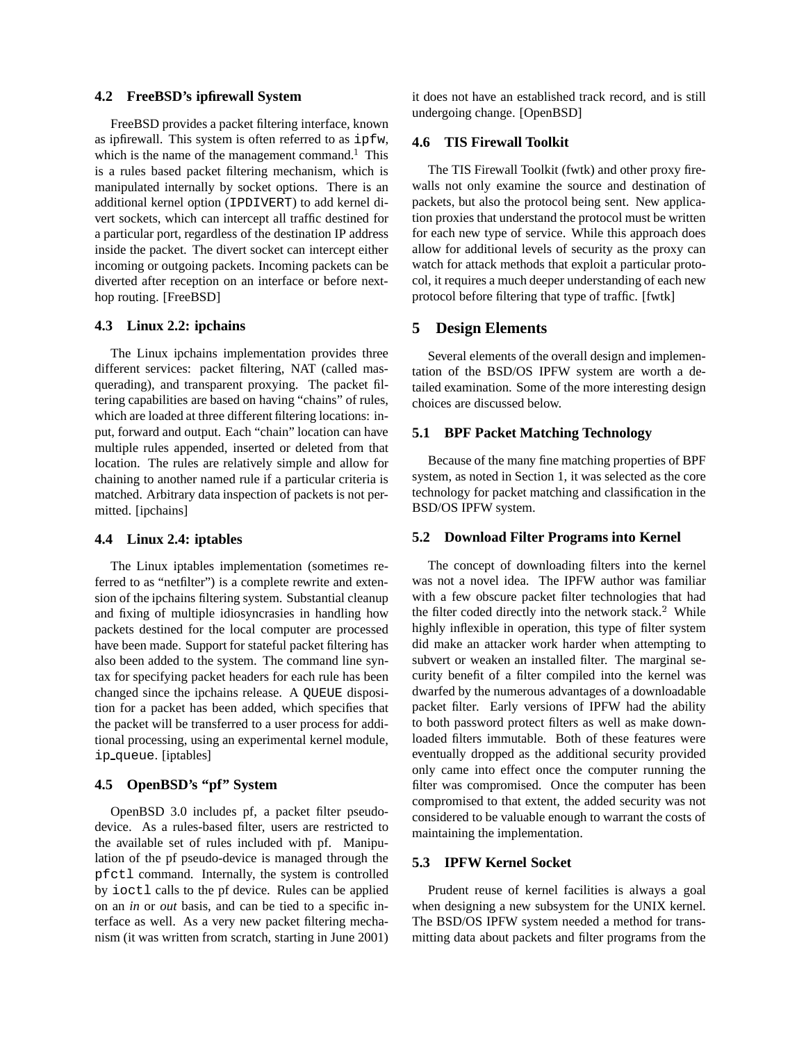### 4.2 FreeBSD's ipfirewall System

FreeBSD provides a packet filtering interface, known as ipfirewall. This system is often referred to as `ipfw`, which is the name of the management command.[1] This is a rules based packet filtering mechanism, which is manipulated internally by socket options. There is an additional kernel option (`IPDIVERT`) to add kernel divert sockets, which can intercept all traffic destined for a particular port, regardless of the destination IP address inside the packet. The divert socket can intercept either incoming or outgoing packets. Incoming packets can be diverted after reception on an interface or before next-hop routing. [FreeBSD]

### 4.3 Linux 2.2: ipchains

The Linux ipchains implementation provides three different services: packet filtering, NAT (called masquerading), and transparent proxying. The packet filtering capabilities are based on having "chains" of rules, which are loaded at three different filtering locations: input, forward and output. Each "chain" location can have multiple rules appended, inserted or deleted from that location. The rules are relatively simple and allow for chaining to another named rule if a particular criteria is matched. Arbitrary data inspection of packets is not permitted. [ipchains]

### 4.4 Linux 2.4: iptables

The Linux iptables implementation (sometimes referred to as "netfilter") is a complete rewrite and extension of the ipchains filtering system. Substantial cleanup and fixing of multiple idiosyncrasies in handling how packets destined for the local computer are processed have been made. Support for stateful packet filtering has also been added to the system. The command line syntax for specifying packet headers for each rule has been changed since the ipchains release. A `QUEUE` disposition for a packet has been added, which specifies that the packet will be transferred to a user process for additional processing, using an experimental kernel module, `ip_queue`. [iptables]

### 4.5 OpenBSD's "pf" System

OpenBSD 3.0 includes pf, a packet filter pseudo-device. As a rules-based filter, users are restricted to the available set of rules included with pf. Manipulation of the pf pseudo-device is managed through the `pfctl` command. Internally, the system is controlled by `ioctl` calls to the pf device. Rules can be applied on an *in* or *out* basis, and can be tied to a specific interface as well. As a very new packet filtering mechanism (it was written from scratch, starting in June 2001) it does not have an established track record, and is still undergoing change. [OpenBSD]

### 4.6 TIS Firewall Toolkit

The TIS Firewall Toolkit (fwtk) and other proxy firewalls not only examine the source and destination of packets, but also the protocol being sent. New application proxies that understand the protocol must be written for each new type of service. While this approach does allow for additional levels of security as the proxy can watch for attack methods that exploit a particular protocol, it requires a much deeper understanding of each new protocol before filtering that type of traffic. [fwtk]

## 5 Design Elements

Several elements of the overall design and implementation of the BSD/OS IPFW system are worth a detailed examination. Some of the more interesting design choices are discussed below.

### 5.1 BPF Packet Matching Technology

Because of the many fine matching properties of BPF system, as noted in Section 1, it was selected as the core technology for packet matching and classification in the BSD/OS IPFW system.

### 5.2 Download Filter Programs into Kernel

The concept of downloading filters into the kernel was not a novel idea. The IPFW author was familiar with a few obscure packet filter technologies that had the filter coded directly into the network stack.[2] While highly inflexible in operation, this type of filter system did make an attacker work harder when attempting to subvert or weaken an installed filter. The marginal security benefit of a filter compiled into the kernel was dwarfed by the numerous advantages of a downloadable packet filter. Early versions of IPFW had the ability to both password protect filters as well as make downloaded filters immutable. Both of these features were eventually dropped as the additional security provided only came into effect once the computer running the filter was compromised. Once the computer has been compromised to that extent, the added security was not considered to be valuable enough to warrant the costs of maintaining the implementation.

### 5.3 IPFW Kernel Socket

Prudent reuse of kernel facilities is always a goal when designing a new subsystem for the UNIX kernel. The BSD/OS IPFW system needed a method for transmitting data about packets and filter programs from the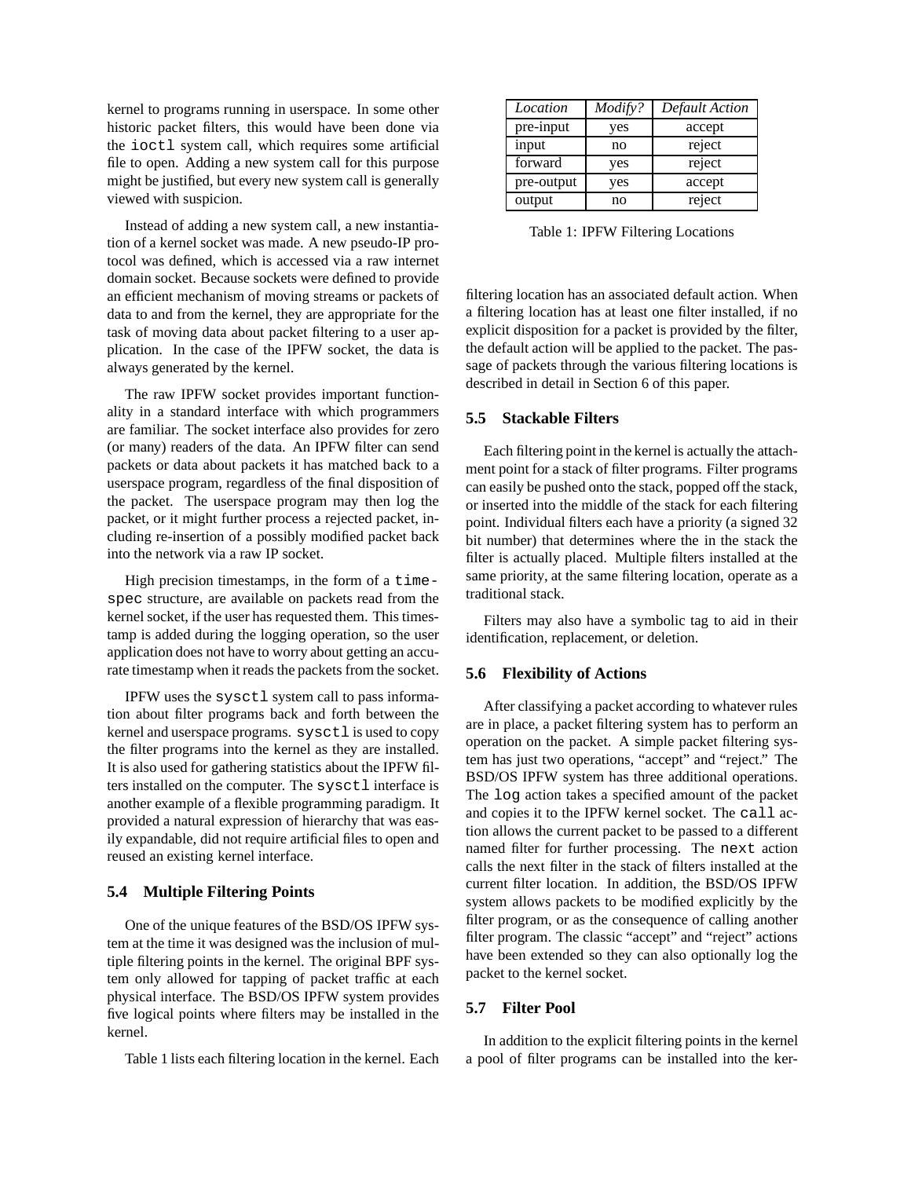kernel to programs running in userspace. In some other historic packet filters, this would have been done via the `ioctl` system call, which requires some artificial file to open. Adding a new system call for this purpose might be justified, but every new system call is generally viewed with suspicion.

Instead of adding a new system call, a new instantiation of a kernel socket was made. A new pseudo-IP protocol was defined, which is accessed via a raw internet domain socket. Because sockets were defined to provide an efficient mechanism of moving streams or packets of data to and from the kernel, they are appropriate for the task of moving data about packet filtering to a user application. In the case of the IPFW socket, the data is always generated by the kernel.

The raw IPFW socket provides important functionality in a standard interface with which programmers are familiar. The socket interface also provides for zero (or many) readers of the data. An IPFW filter can send packets or data about packets it has matched back to a userspace program, regardless of the final disposition of the packet. The userspace program may then log the packet, or it might further process a rejected packet, including re-insertion of a possibly modified packet back into the network via a raw IP socket.

High precision timestamps, in the form of a `timespec` structure, are available on packets read from the kernel socket, if the user has requested them. This timestamp is added during the logging operation, so the user application does not have to worry about getting an accurate timestamp when it reads the packets from the socket.

IPFW uses the `sysctl` system call to pass information about filter programs back and forth between the kernel and userspace programs. `sysctl` is used to copy the filter programs into the kernel as they are installed. It is also used for gathering statistics about the IPFW filters installed on the computer. The `sysctl` interface is another example of a flexible programming paradigm. It provided a natural expression of hierarchy that was easily expandable, did not require artificial files to open and reused an existing kernel interface.

### 5.4 Multiple Filtering Points

One of the unique features of the BSD/OS IPFW system at the time it was designed was the inclusion of multiple filtering points in the kernel. The original BPF system only allowed for tapping of packet traffic at each physical interface. The BSD/OS IPFW system provides five logical points where filters may be installed in the kernel.

Table 1 lists each filtering location in the kernel. Each filtering location has an associated default action. When a filtering location has at least one filter installed, if no explicit disposition for a packet is provided by the filter, the default action will be applied to the packet. The passage of packets through the various filtering locations is described in detail in Section 6 of this paper.

| *Location* | *Modify?* | *Default Action* |
|---|---|---|
| pre-input | yes | accept |
| input | no | reject |
| forward | yes | reject |
| pre-output | yes | accept |
| output | no | reject |

Table 1: IPFW Filtering Locations

### 5.5 Stackable Filters

Each filtering point in the kernel is actually the attachment point for a stack of filter programs. Filter programs can easily be pushed onto the stack, popped off the stack, or inserted into the middle of the stack for each filtering point. Individual filters each have a priority (a signed 32 bit number) that determines where the in the stack the filter is actually placed. Multiple filters installed at the same priority, at the same filtering location, operate as a traditional stack.

Filters may also have a symbolic tag to aid in their identification, replacement, or deletion.

### 5.6 Flexibility of Actions

After classifying a packet according to whatever rules are in place, a packet filtering system has to perform an operation on the packet. A simple packet filtering system has just two operations, "accept" and "reject." The BSD/OS IPFW system has three additional operations. The `log` action takes a specified amount of the packet and copies it to the IPFW kernel socket. The `call` action allows the current packet to be passed to a different named filter for further processing. The `next` action calls the next filter in the stack of filters installed at the current filter location. In addition, the BSD/OS IPFW system allows packets to be modified explicitly by the filter program, or as the consequence of calling another filter program. The classic "accept" and "reject" actions have been extended so they can also optionally log the packet to the kernel socket.

### 5.7 Filter Pool

In addition to the explicit filtering points in the kernel a pool of filter programs can be installed into the ker-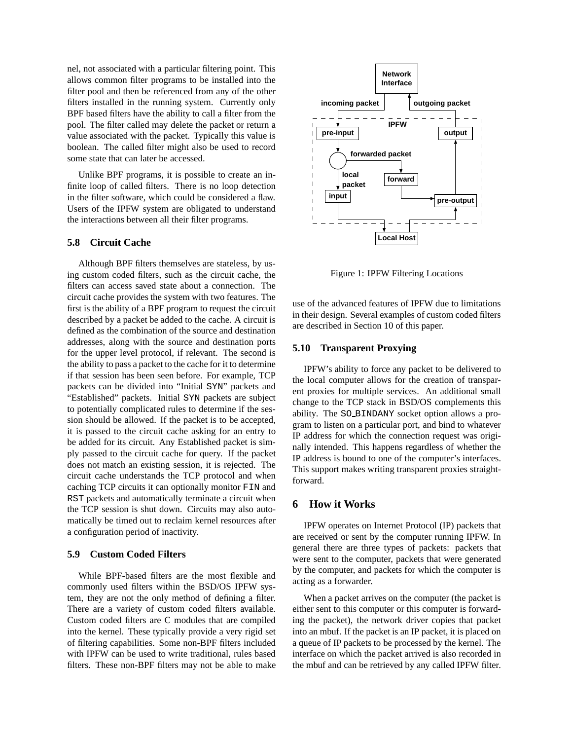nel, not associated with a particular filtering point. This allows common filter programs to be installed into the filter pool and then be referenced from any of the other filters installed in the running system. Currently only BPF based filters have the ability to call a filter from the pool. The filter called may delete the packet or return a value associated with the packet. Typically this value is boolean. The called filter might also be used to record some state that can later be accessed.

Unlike BPF programs, it is possible to create an infinite loop of called filters. There is no loop detection in the filter software, which could be considered a flaw. Users of the IPFW system are obligated to understand the interactions between all their filter programs.

### 5.8 Circuit Cache

Although BPF filters themselves are stateless, by using custom coded filters, such as the circuit cache, the filters can access saved state about a connection. The circuit cache provides the system with two features. The first is the ability of a BPF program to request the circuit described by a packet be added to the cache. A circuit is defined as the combination of the source and destination addresses, along with the source and destination ports for the upper level protocol, if relevant. The second is the ability to pass a packet to the cache for it to determine if that session has been seen before. For example, TCP packets can be divided into "Initial `SYN`" packets and "Established" packets. Initial `SYN` packets are subject to potentially complicated rules to determine if the session should be allowed. If the packet is to be accepted, it is passed to the circuit cache asking for an entry to be added for its circuit. Any Established packet is simply passed to the circuit cache for query. If the packet does not match an existing session, it is rejected. The circuit cache understands the TCP protocol and when caching TCP circuits it can optionally monitor `FIN` and `RST` packets and automatically terminate a circuit when the TCP session is shut down. Circuits may also automatically be timed out to reclaim kernel resources after a configuration period of inactivity.

### 5.9 Custom Coded Filters

While BPF-based filters are the most flexible and commonly used filters within the BSD/OS IPFW system, they are not the only method of defining a filter. There are a variety of custom coded filters available. Custom coded filters are C modules that are compiled into the kernel. These typically provide a very rigid set of filtering capabilities. Some non-BPF filters included with IPFW can be used to write traditional, rules based filters. These non-BPF filters may not be able to make use of the advanced features of IPFW due to limitations in their design. Several examples of custom coded filters are described in Section 10 of this paper.

Figure 1: IPFW Filtering Locations

### 5.10 Transparent Proxying

IPFW's ability to force any packet to be delivered to the local computer allows for the creation of transparent proxies for multiple services. An additional small change to the TCP stack in BSD/OS complements this ability. The `SO_BINDANY` socket option allows a program to listen on a particular port, and bind to whatever IP address for which the connection request was originally intended. This happens regardless of whether the IP address is bound to one of the computer's interfaces. This support makes writing transparent proxies straightforward.

## 6 How it Works

IPFW operates on Internet Protocol (IP) packets that are received or sent by the computer running IPFW. In general there are three types of packets: packets that were sent to the computer, packets that were generated by the computer, and packets for which the computer is acting as a forwarder.

When a packet arrives on the computer (the packet is either sent to this computer or this computer is forwarding the packet), the network driver copies that packet into an mbuf. If the packet is an IP packet, it is placed on a queue of IP packets to be processed by the kernel. The interface on which the packet arrived is also recorded in the mbuf and can be retrieved by any called IPFW filter.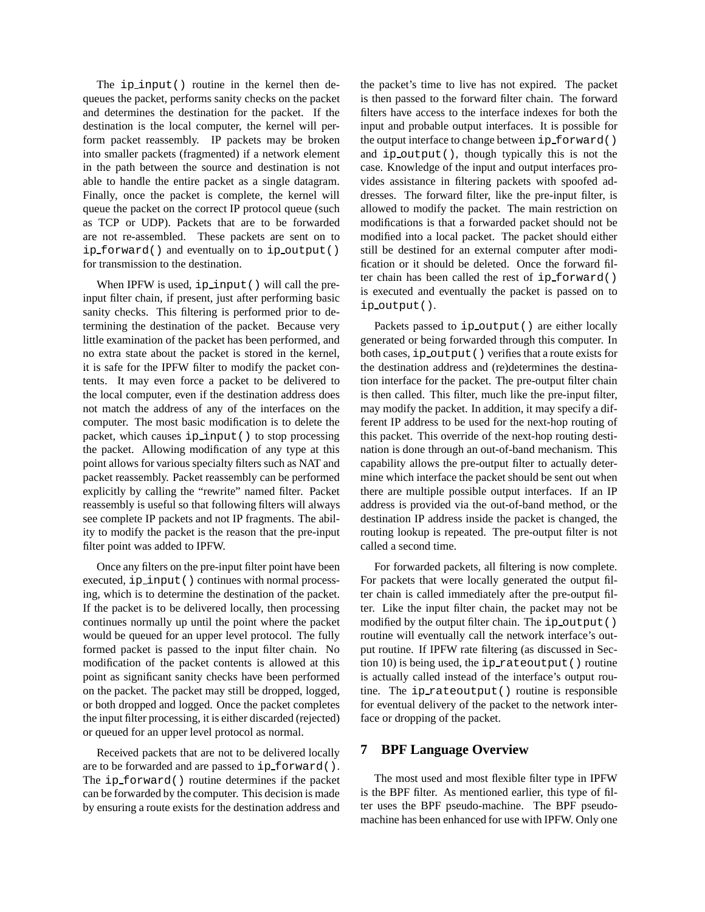The `ip_input()` routine in the kernel then dequeues the packet, performs sanity checks on the packet and determines the destination for the packet. If the destination is the local computer, the kernel will perform packet reassembly. IP packets may be broken into smaller packets (fragmented) if a network element in the path between the source and destination is not able to handle the entire packet as a single datagram. Finally, once the packet is complete, the kernel will queue the packet on the correct IP protocol queue (such as TCP or UDP). Packets that are to be forwarded are not re-assembled. These packets are sent on to `ip_forward()` and eventually on to `ip_output()` for transmission to the destination.

When IPFW is used, `ip_input()` will call the pre-input filter chain, if present, just after performing basic sanity checks. This filtering is performed prior to determining the destination of the packet. Because very little examination of the packet has been performed, and no extra state about the packet is stored in the kernel, it is safe for the IPFW filter to modify the packet contents. It may even force a packet to be delivered to the local computer, even if the destination address does not match the address of any of the interfaces on the computer. The most basic modification is to delete the packet, which causes `ip_input()` to stop processing the packet. Allowing modification of any type at this point allows for various specialty filters such as NAT and packet reassembly. Packet reassembly can be performed explicitly by calling the "rewrite" named filter. Packet reassembly is useful so that following filters will always see complete IP packets and not IP fragments. The ability to modify the packet is the reason that the pre-input filter point was added to IPFW.

Once any filters on the pre-input filter point have been executed, `ip_input()` continues with normal processing, which is to determine the destination of the packet. If the packet is to be delivered locally, then processing continues normally up until the point where the packet would be queued for an upper level protocol. The fully formed packet is passed to the input filter chain. No modification of the packet contents is allowed at this point as significant sanity checks have been performed on the packet. The packet may still be dropped, logged, or both dropped and logged. Once the packet completes the input filter processing, it is either discarded (rejected) or queued for an upper level protocol as normal.

Received packets that are not to be delivered locally are to be forwarded and are passed to `ip_forward()`. The `ip_forward()` routine determines if the packet can be forwarded by the computer. This decision is made by ensuring a route exists for the destination address and the packet's time to live has not expired. The packet is then passed to the forward filter chain. The forward filters have access to the interface indexes for both the input and probable output interfaces. It is possible for the output interface to change between `ip_forward()` and `ip_output()`, though typically this is not the case. Knowledge of the input and output interfaces provides assistance in filtering packets with spoofed addresses. The forward filter, like the pre-input filter, is allowed to modify the packet. The main restriction on modifications is that a forwarded packet should not be modified into a local packet. The packet should either still be destined for an external computer after modification or it should be deleted. Once the forward filter chain has been called the rest of `ip_forward()` is executed and eventually the packet is passed on to `ip_output()`.

Packets passed to `ip_output()` are either locally generated or being forwarded through this computer. In both cases, `ip_output()` verifies that a route exists for the destination address and (re)determines the destination interface for the packet. The pre-output filter chain is then called. This filter, much like the pre-input filter, may modify the packet. In addition, it may specify a different IP address to be used for the next-hop routing of this packet. This override of the next-hop routing destination is done through an out-of-band mechanism. This capability allows the pre-output filter to actually determine which interface the packet should be sent out when there are multiple possible output interfaces. If an IP address is provided via the out-of-band method, or the destination IP address inside the packet is changed, the routing lookup is repeated. The pre-output filter is not called a second time.

For forwarded packets, all filtering is now complete. For packets that were locally generated the output filter chain is called immediately after the pre-output filter. Like the input filter chain, the packet may not be modified by the output filter chain. The `ip_output()` routine will eventually call the network interface's output routine. If IPFW rate filtering (as discussed in Section 10) is being used, the `ip_rateoutput()` routine is actually called instead of the interface's output routine. The `ip_rateoutput()` routine is responsible for eventual delivery of the packet to the network interface or dropping of the packet.

## 7 BPF Language Overview

The most used and most flexible filter type in IPFW is the BPF filter. As mentioned earlier, this type of filter uses the BPF pseudo-machine. The BPF pseudo-machine has been enhanced for use with IPFW. Only one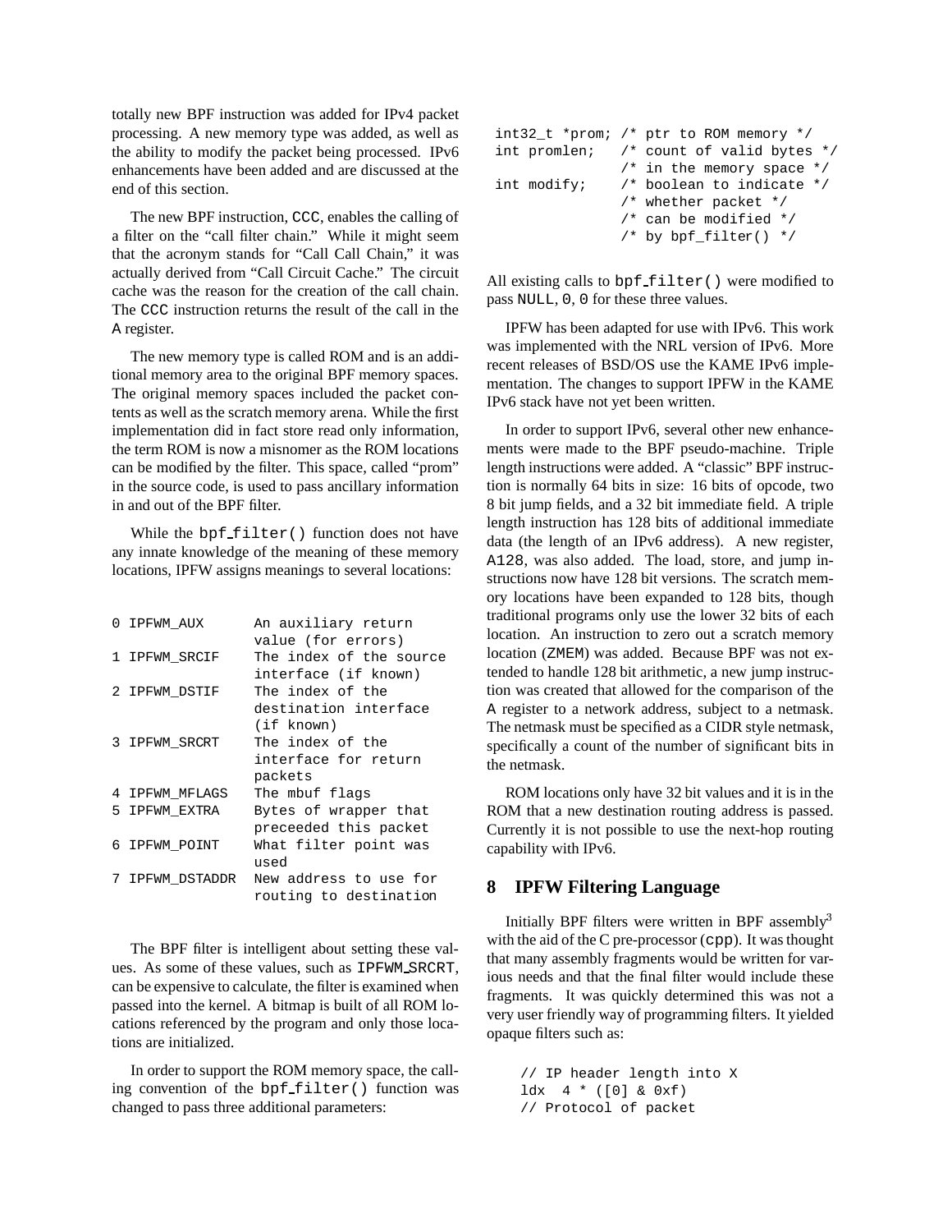totally new BPF instruction was added for IPv4 packet processing. A new memory type was added, as well as the ability to modify the packet being processed. IPv6 enhancements have been added and are discussed at the end of this section.

The new BPF instruction, CCC, enables the calling of a filter on the "call filter chain." While it might seem that the acronym stands for "Call Call Chain," it was actually derived from "Call Circuit Cache." The circuit cache was the reason for the creation of the call chain. The CCC instruction returns the result of the call in the A register.

The new memory type is called ROM and is an additional memory area to the original BPF memory spaces. The original memory spaces included the packet contents as well as the scratch memory arena. While the first implementation did in fact store read only information, the term ROM is now a misnomer as the ROM locations can be modified by the filter. This space, called "prom" in the source code, is used to pass ancillary information in and out of the BPF filter.

While the bpf_filter() function does not have any innate knowledge of the meaning of these memory locations, IPFW assigns meanings to several locations:

```
0 IPFWM_AUX       An auxiliary return
                  value (for errors)
1 IPFWM_SRCIF     The index of the source
                  interface (if known)
2 IPFWM_DSTIF     The index of the
                  destination interface
                  (if known)
3 IPFWM_SRCRT     The index of the
                  interface for return
                  packets
4 IPFWM_MFLAGS    The mbuf flags
5 IPFWM_EXTRA     Bytes of wrapper that
                  preceeded this packet
6 IPFWM_POINT     What filter point was
                  used
7 IPFWM_DSTADDR   New address to use for
                  routing to destination
```

The BPF filter is intelligent about setting these values. As some of these values, such as IPFWM_SRCRT, can be expensive to calculate, the filter is examined when passed into the kernel. A bitmap is built of all ROM locations referenced by the program and only those locations are initialized.

In order to support the ROM memory space, the calling convention of the bpf_filter() function was changed to pass three additional parameters:

```
int32_t *prom; /* ptr to ROM memory */
int promlen;   /* count of valid bytes */
               /* in the memory space */
int modify;    /* boolean to indicate */
               /* whether packet */
               /* can be modified */
               /* by bpf_filter() */
```

All existing calls to bpf_filter() were modified to pass NULL, 0, 0 for these three values.

IPFW has been adapted for use with IPv6. This work was implemented with the NRL version of IPv6. More recent releases of BSD/OS use the KAME IPv6 implementation. The changes to support IPFW in the KAME IPv6 stack have not yet been written.

In order to support IPv6, several other new enhancements were made to the BPF pseudo-machine. Triple length instructions were added. A "classic" BPF instruction is normally 64 bits in size: 16 bits of opcode, two 8 bit jump fields, and a 32 bit immediate field. A triple length instruction has 128 bits of additional immediate data (the length of an IPv6 address). A new register, A128, was also added. The load, store, and jump instructions now have 128 bit versions. The scratch memory locations have been expanded to 128 bits, though traditional programs only use the lower 32 bits of each location. An instruction to zero out a scratch memory location (ZMEM) was added. Because BPF was not extended to handle 128 bit arithmetic, a new jump instruction was created that allowed for the comparison of the A register to a network address, subject to a netmask. The netmask must be specified as a CIDR style netmask, specifically a count of the number of significant bits in the netmask.

ROM locations only have 32 bit values and it is in the ROM that a new destination routing address is passed. Currently it is not possible to use the next-hop routing capability with IPv6.

## 8 IPFW Filtering Language

Initially BPF filters were written in BPF assembly[3] with the aid of the C pre-processor (cpp). It was thought that many assembly fragments would be written for various needs and that the final filter would include these fragments. It was quickly determined this was not a very user friendly way of programming filters. It yielded opaque filters such as:

```
// IP header length into X
ldx  4 * ([0] & 0xf)
// Protocol of packet
```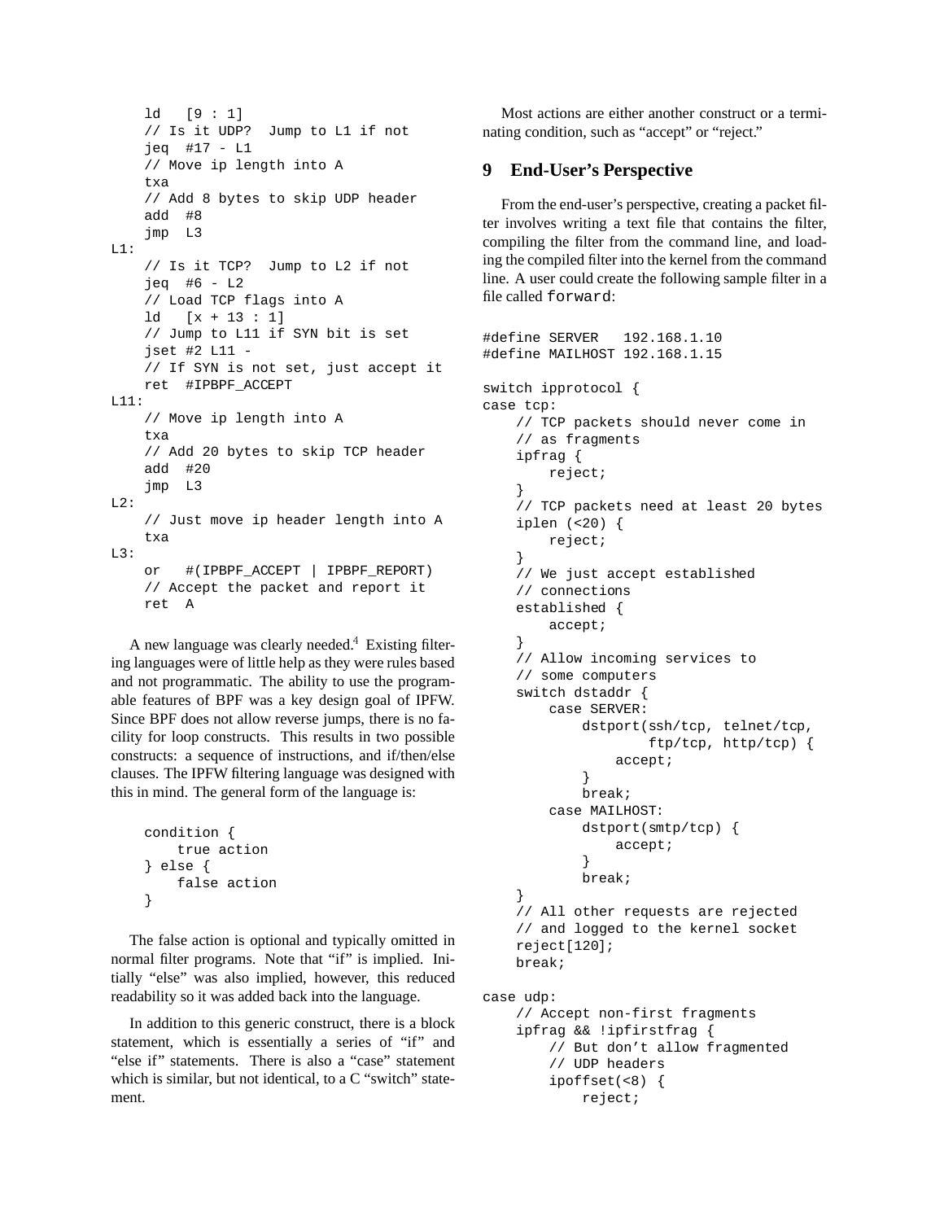```
    ld   [9 : 1]
    // Is it UDP?  Jump to L1 if not
    jeq  #17 - L1
    // Move ip length into A
    txa
    // Add 8 bytes to skip UDP header
    add  #8
    jmp  L3
L1:
    // Is it TCP?  Jump to L2 if not
    jeq  #6 - L2
    // Load TCP flags into A
    ld   [x + 13 : 1]
    // Jump to L11 if SYN bit is set
    jset #2 L11 -
    // If SYN is not set, just accept it
    ret  #IPBPF_ACCEPT
L11:
    // Move ip length into A
    txa
    // Add 20 bytes to skip TCP header
    add  #20
    jmp  L3
L2:
    // Just move ip header length into A
    txa
L3:
    or   #(IPBPF_ACCEPT | IPBPF_REPORT)
    // Accept the packet and report it
    ret  A
```

A new language was clearly needed.[4] Existing filtering languages were of little help as they were rules based and not programmatic. The ability to use the programable features of BPF was a key design goal of IPFW. Since BPF does not allow reverse jumps, there is no facility for loop constructs. This results in two possible constructs: a sequence of instructions, and if/then/else clauses. The IPFW filtering language was designed with this in mind. The general form of the language is:

```
    condition {
        true action
    } else {
        false action
    }
```

The false action is optional and typically omitted in normal filter programs. Note that "if" is implied. Initially "else" was also implied, however, this reduced readability so it was added back into the language.

In addition to this generic construct, there is a block statement, which is essentially a series of "if" and "else if" statements. There is also a "case" statement which is similar, but not identical, to a C "switch" statement.

Most actions are either another construct or a terminating condition, such as "accept" or "reject."

## 9 End-User's Perspective

From the end-user's perspective, creating a packet filter involves writing a text file that contains the filter, compiling the filter from the command line, and loading the compiled filter into the kernel from the command line. A user could create the following sample filter in a file called `forward`:

```
#define SERVER   192.168.1.10
#define MAILHOST 192.168.1.15

switch ipprotocol {
case tcp:
    // TCP packets should never come in
    // as fragments
    ipfrag {
        reject;
    }
    // TCP packets need at least 20 bytes
    iplen (<20) {
        reject;
    }
    // We just accept established
    // connections
    established {
        accept;
    }
    // Allow incoming services to
    // some computers
    switch dstaddr {
        case SERVER:
            dstport(ssh/tcp, telnet/tcp,
                    ftp/tcp, http/tcp) {
                accept;
            }
            break;
        case MAILHOST:
            dstport(smtp/tcp) {
                accept;
            }
            break;
    }
    // All other requests are rejected
    // and logged to the kernel socket
    reject[120];
    break;

case udp:
    // Accept non-first fragments
    ipfrag && !ipfirstfrag {
        // But don't allow fragmented
        // UDP headers
        ipoffset(<8) {
            reject;
```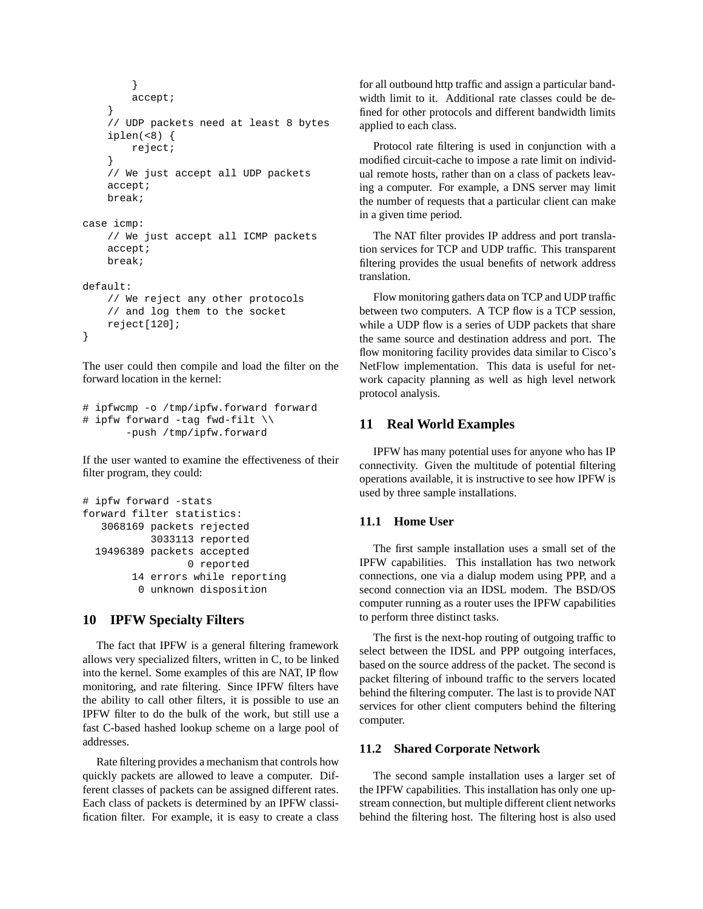```
        }
        accept;
    }
    // UDP packets need at least 8 bytes
    iplen(<8) {
        reject;
    }
    // We just accept all UDP packets
    accept;
    break;

case icmp:
    // We just accept all ICMP packets
    accept;
    break;

default:
    // We reject any other protocols
    // and log them to the socket
    reject[120];
}
```

The user could then compile and load the filter on the forward location in the kernel:

```
# ipfwcmp -o /tmp/ipfw.forward forward
# ipfw forward -tag fwd-filt \\
       -push /tmp/ipfw.forward
```

If the user wanted to examine the effectiveness of their filter program, they could:

```
# ipfw forward -stats
forward filter statistics:
   3068169 packets rejected
           3033113 reported
  19496389 packets accepted
                 0 reported
        14 errors while reporting
         0 unknown disposition
```

## 10 IPFW Specialty Filters

The fact that IPFW is a general filtering framework allows very specialized filters, written in C, to be linked into the kernel. Some examples of this are NAT, IP flow monitoring, and rate filtering. Since IPFW filters have the ability to call other filters, it is possible to use an IPFW filter to do the bulk of the work, but still use a fast C-based hashed lookup scheme on a large pool of addresses.

Rate filtering provides a mechanism that controls how quickly packets are allowed to leave a computer. Different classes of packets can be assigned different rates. Each class of packets is determined by an IPFW classification filter. For example, it is easy to create a class for all outbound http traffic and assign a particular bandwidth limit to it. Additional rate classes could be defined for other protocols and different bandwidth limits applied to each class.

Protocol rate filtering is used in conjunction with a modified circuit-cache to impose a rate limit on individual remote hosts, rather than on a class of packets leaving a computer. For example, a DNS server may limit the number of requests that a particular client can make in a given time period.

The NAT filter provides IP address and port translation services for TCP and UDP traffic. This transparent filtering provides the usual benefits of network address translation.

Flow monitoring gathers data on TCP and UDP traffic between two computers. A TCP flow is a TCP session, while a UDP flow is a series of UDP packets that share the same source and destination address and port. The flow monitoring facility provides data similar to Cisco's NetFlow implementation. This data is useful for network capacity planning as well as high level network protocol analysis.

## 11 Real World Examples

IPFW has many potential uses for anyone who has IP connectivity. Given the multitude of potential filtering operations available, it is instructive to see how IPFW is used by three sample installations.

### 11.1 Home User

The first sample installation uses a small set of the IPFW capabilities. This installation has two network connections, one via a dialup modem using PPP, and a second connection via an IDSL modem. The BSD/OS computer running as a router uses the IPFW capabilities to perform three distinct tasks.

The first is the next-hop routing of outgoing traffic to select between the IDSL and PPP outgoing interfaces, based on the source address of the packet. The second is packet filtering of inbound traffic to the servers located behind the filtering computer. The last is to provide NAT services for other client computers behind the filtering computer.

### 11.2 Shared Corporate Network

The second sample installation uses a larger set of the IPFW capabilities. This installation has only one upstream connection, but multiple different client networks behind the filtering host. The filtering host is also used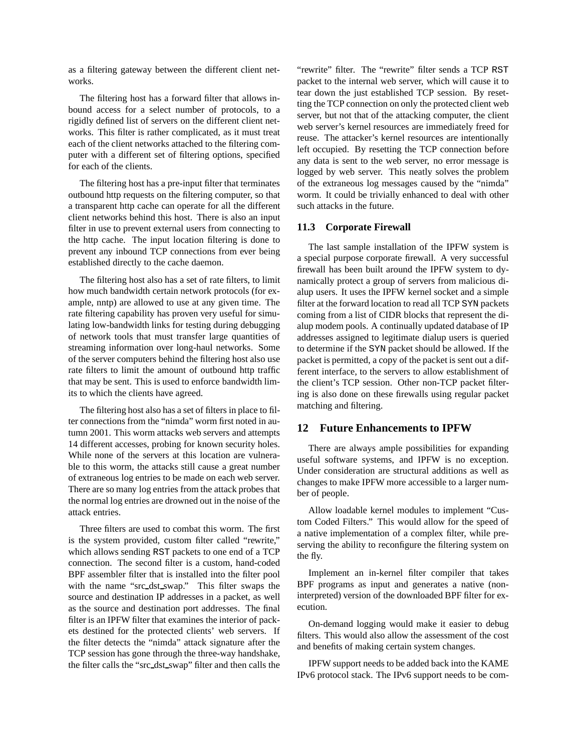as a filtering gateway between the different client networks.

The filtering host has a forward filter that allows inbound access for a select number of protocols, to a rigidly defined list of servers on the different client networks. This filter is rather complicated, as it must treat each of the client networks attached to the filtering computer with a different set of filtering options, specified for each of the clients.

The filtering host has a pre-input filter that terminates outbound http requests on the filtering computer, so that a transparent http cache can operate for all the different client networks behind this host. There is also an input filter in use to prevent external users from connecting to the http cache. The input location filtering is done to prevent any inbound TCP connections from ever being established directly to the cache daemon.

The filtering host also has a set of rate filters, to limit how much bandwidth certain network protocols (for example, nntp) are allowed to use at any given time. The rate filtering capability has proven very useful for simulating low-bandwidth links for testing during debugging of network tools that must transfer large quantities of streaming information over long-haul networks. Some of the server computers behind the filtering host also use rate filters to limit the amount of outbound http traffic that may be sent. This is used to enforce bandwidth limits to which the clients have agreed.

The filtering host also has a set of filters in place to filter connections from the "nimda" worm first noted in autumn 2001. This worm attacks web servers and attempts 14 different accesses, probing for known security holes. While none of the servers at this location are vulnerable to this worm, the attacks still cause a great number of extraneous log entries to be made on each web server. There are so many log entries from the attack probes that the normal log entries are drowned out in the noise of the attack entries.

Three filters are used to combat this worm. The first is the system provided, custom filter called "rewrite," which allows sending RST packets to one end of a TCP connection. The second filter is a custom, hand-coded BPF assembler filter that is installed into the filter pool with the name "src_dst_swap." This filter swaps the source and destination IP addresses in a packet, as well as the source and destination port addresses. The final filter is an IPFW filter that examines the interior of packets destined for the protected clients' web servers. If the filter detects the "nimda" attack signature after the TCP session has gone through the three-way handshake, the filter calls the "src_dst_swap" filter and then calls the "rewrite" filter. The "rewrite" filter sends a TCP RST packet to the internal web server, which will cause it to tear down the just established TCP session. By resetting the TCP connection on only the protected client web server, but not that of the attacking computer, the client web server's kernel resources are immediately freed for reuse. The attacker's kernel resources are intentionally left occupied. By resetting the TCP connection before any data is sent to the web server, no error message is logged by web server. This neatly solves the problem of the extraneous log messages caused by the "nimda" worm. It could be trivially enhanced to deal with other such attacks in the future.

### 11.3 Corporate Firewall

The last sample installation of the IPFW system is a special purpose corporate firewall. A very successful firewall has been built around the IPFW system to dynamically protect a group of servers from malicious dialup users. It uses the IPFW kernel socket and a simple filter at the forward location to read all TCP SYN packets coming from a list of CIDR blocks that represent the dialup modem pools. A continually updated database of IP addresses assigned to legitimate dialup users is queried to determine if the SYN packet should be allowed. If the packet is permitted, a copy of the packet is sent out a different interface, to the servers to allow establishment of the client's TCP session. Other non-TCP packet filtering is also done on these firewalls using regular packet matching and filtering.

## 12 Future Enhancements to IPFW

There are always ample possibilities for expanding useful software systems, and IPFW is no exception. Under consideration are structural additions as well as changes to make IPFW more accessible to a larger number of people.

Allow loadable kernel modules to implement "Custom Coded Filters." This would allow for the speed of a native implementation of a complex filter, while preserving the ability to reconfigure the filtering system on the fly.

Implement an in-kernel filter compiler that takes BPF programs as input and generates a native (non-interpreted) version of the downloaded BPF filter for execution.

On-demand logging would make it easier to debug filters. This would also allow the assessment of the cost and benefits of making certain system changes.

IPFW support needs to be added back into the KAME IPv6 protocol stack. The IPv6 support needs to be com-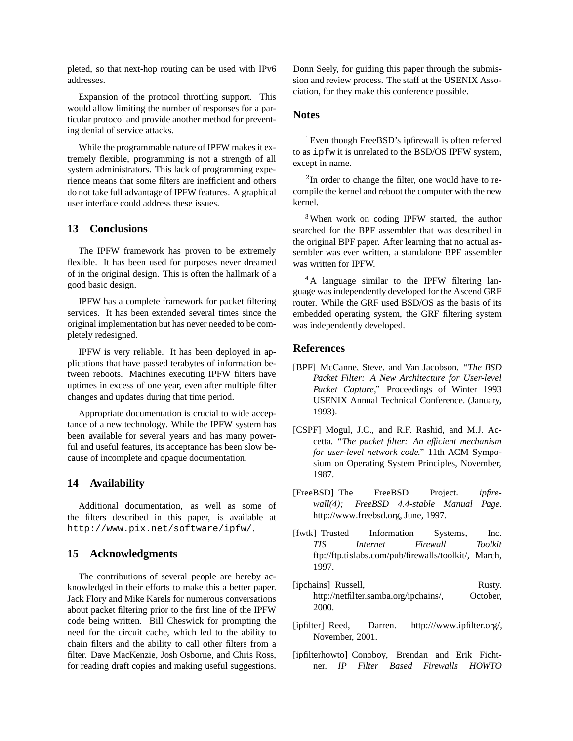pleted, so that next-hop routing can be used with IPv6 addresses.

Expansion of the protocol throttling support. This would allow limiting the number of responses for a particular protocol and provide another method for preventing denial of service attacks.

While the programmable nature of IPFW makes it extremely flexible, programming is not a strength of all system administrators. This lack of programming experience means that some filters are inefficient and others do not take full advantage of IPFW features. A graphical user interface could address these issues.

## 13 Conclusions

The IPFW framework has proven to be extremely flexible. It has been used for purposes never dreamed of in the original design. This is often the hallmark of a good basic design.

IPFW has a complete framework for packet filtering services. It has been extended several times since the original implementation but has never needed to be completely redesigned.

IPFW is very reliable. It has been deployed in applications that have passed terabytes of information between reboots. Machines executing IPFW filters have uptimes in excess of one year, even after multiple filter changes and updates during that time period.

Appropriate documentation is crucial to wide acceptance of a new technology. While the IPFW system has been available for several years and has many powerful and useful features, its acceptance has been slow because of incomplete and opaque documentation.

## 14 Availability

Additional documentation, as well as some of the filters described in this paper, is available at `http://www.pix.net/software/ipfw/`.

## 15 Acknowledgments

The contributions of several people are hereby acknowledged in their efforts to make this a better paper. Jack Flory and Mike Karels for numerous conversations about packet filtering prior to the first line of the IPFW code being written. Bill Cheswick for prompting the need for the circuit cache, which led to the ability to chain filters and the ability to call other filters from a filter. Dave MacKenzie, Josh Osborne, and Chris Ross, for reading draft copies and making useful suggestions. Donn Seely, for guiding this paper through the submission and review process. The staff at the USENIX Association, for they make this conference possible.

## Notes

[1] Even though FreeBSD's ipfirewall is often referred to as `ipfw` it is unrelated to the BSD/OS IPFW system, except in name.

[2] In order to change the filter, one would have to recompile the kernel and reboot the computer with the new kernel.

[3] When work on coding IPFW started, the author searched for the BPF assembler that was described in the original BPF paper. After learning that no actual assembler was ever written, a standalone BPF assembler was written for IPFW.

[4] A language similar to the IPFW filtering language was independently developed for the Ascend GRF router. While the GRF used BSD/OS as the basis of its embedded operating system, the GRF filtering system was independently developed.

## References

[BPF] McCanne, Steve, and Van Jacobson, "*The BSD Packet Filter: A New Architecture for User-level Packet Capture*," Proceedings of Winter 1993 USENIX Annual Technical Conference. (January, 1993).

[CSPF] Mogul, J.C., and R.F. Rashid, and M.J. Accetta. "*The packet filter: An efficient mechanism for user-level network code.*" 11th ACM Symposium on Operating System Principles, November, 1987.

[FreeBSD] The FreeBSD Project. *ipfirewall(4); FreeBSD 4.4-stable Manual Page.* http://www.freebsd.org, June, 1997.

[fwtk] Trusted Information Systems, Inc. *TIS Internet Firewall Toolkit* ftp://ftp.tislabs.com/pub/firewalls/toolkit/, March, 1997.

[ipchains] Russell, Rusty. http://netfilter.samba.org/ipchains/, October, 2000.

[ipfilter] Reed, Darren. http:///www.ipfilter.org/, November, 2001.

[ipfilterhowto] Conoboy, Brendan and Erik Fichtner. *IP Filter Based Firewalls HOWTO*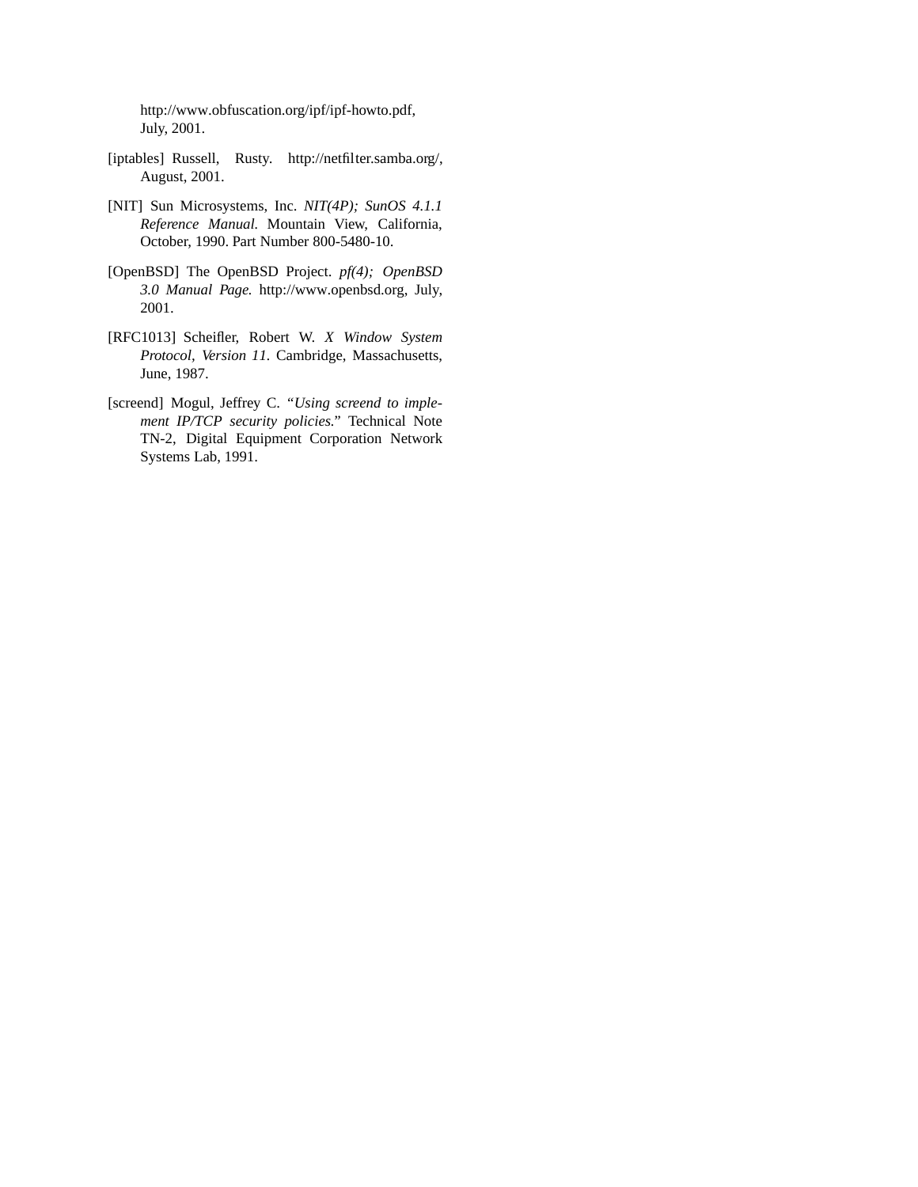http://www.obfuscation.org/ipf/ipf-howto.pdf, July, 2001.

[iptables] Russell, Rusty. http://netfilter.samba.org/, August, 2001.

[NIT] Sun Microsystems, Inc. *NIT(4P); SunOS 4.1.1 Reference Manual.* Mountain View, California, October, 1990. Part Number 800-5480-10.

[OpenBSD] The OpenBSD Project. *pf(4); OpenBSD 3.0 Manual Page.* http://www.openbsd.org, July, 2001.

[RFC1013] Scheifler, Robert W. *X Window System Protocol, Version 11.* Cambridge, Massachusetts, June, 1987.

[screend] Mogul, Jeffrey C. "*Using screend to implement IP/TCP security policies.*" Technical Note TN-2, Digital Equipment Corporation Network Systems Lab, 1991.